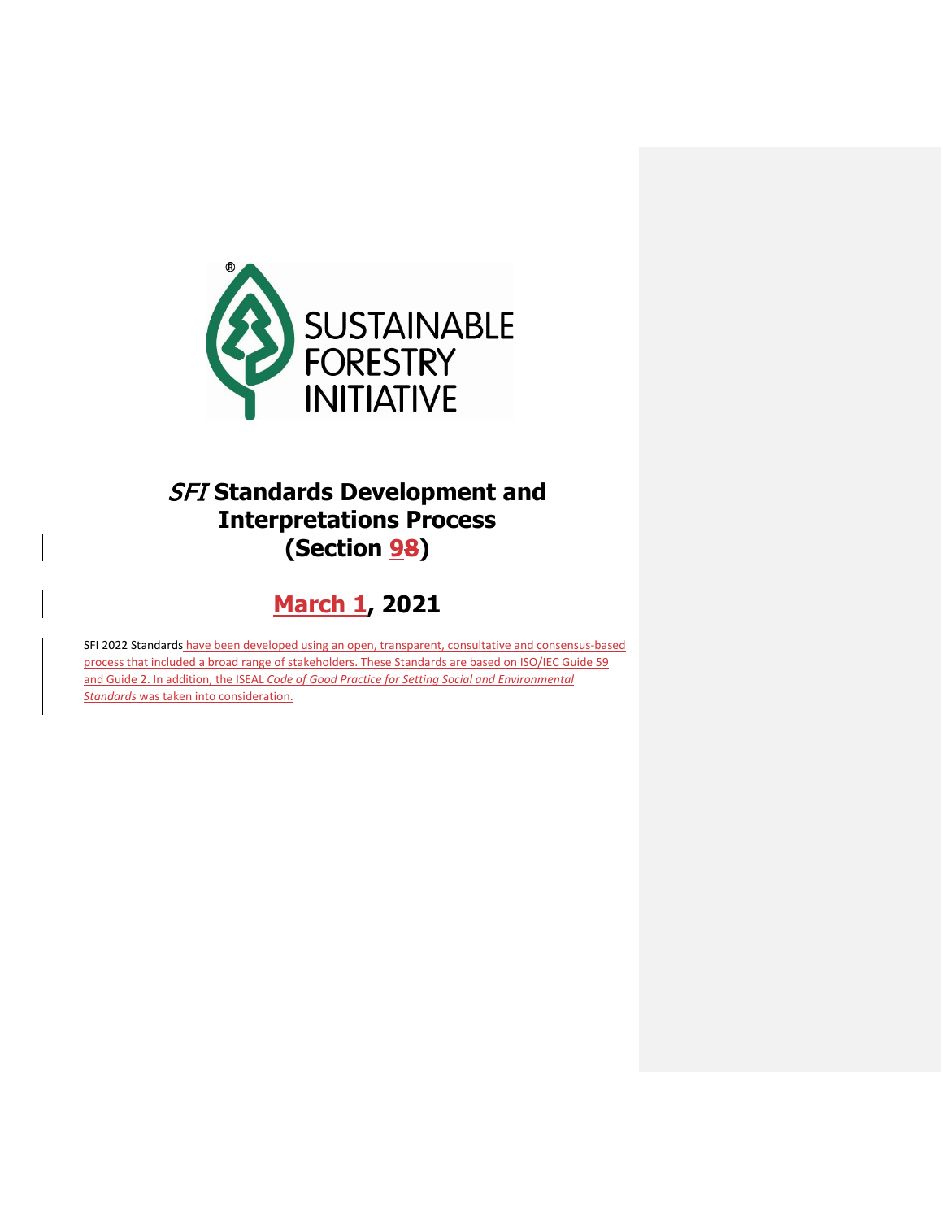# *SFI* Standards Development and Interpretations Process (Section 98)

## March 1, 2021

SFI 2022 Standards have been developed using an open, transparent, consultative and consensus-based process that included a broad range of stakeholders. These Standards are based on ISO/IEC Guide 59 and Guide 2. In addition, the ISEAL *Code of Good Practice for Setting Social and Environmental Standards* was taken into consideration.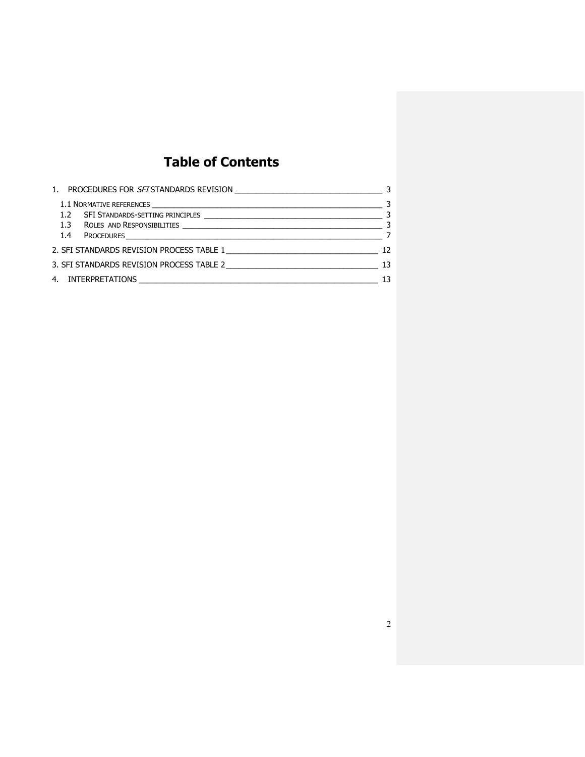# Table of Contents

1. PROCEDURES FOR *SFI* STANDARDS REVISION ____ 3
   - 1.1 NORMATIVE REFERENCES ____ 3
   - 1.2 SFI STANDARDS-SETTING PRINCIPLES ____ 3
   - 1.3 ROLES AND RESPONSIBILITIES ____ 3
   - 1.4 PROCEDURES ____ 7
2. SFI STANDARDS REVISION PROCESS TABLE 1 ____ 12
3. SFI STANDARDS REVISION PROCESS TABLE 2 ____ 13
4. INTERPRETATIONS ____ 13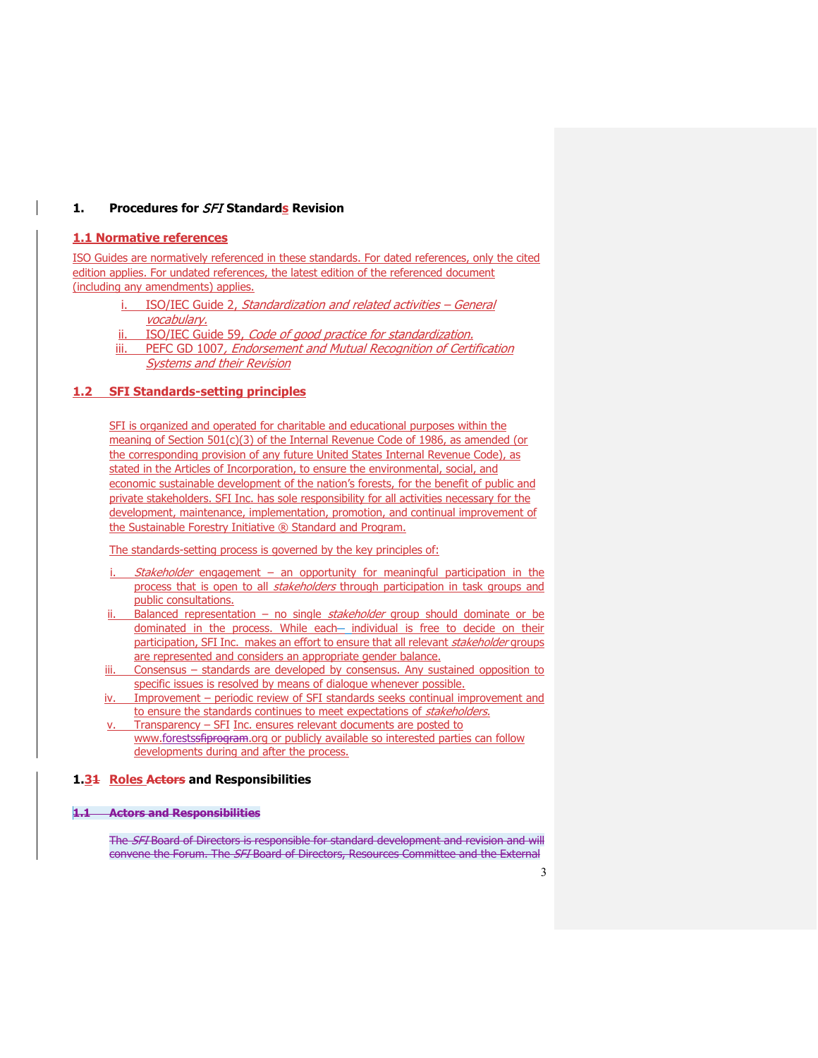## 1. Procedures for *SFI* Standards Revision

### 1.1 Normative references

ISO Guides are normatively referenced in these standards. For dated references, only the cited edition applies. For undated references, the latest edition of the referenced document (including any amendments) applies.

i. ISO/IEC Guide 2, *Standardization and related activities – General vocabulary.*
ii. ISO/IEC Guide 59, *Code of good practice for standardization.*
iii. PEFC GD 1007, *Endorsement and Mutual Recognition of Certification Systems and their Revision*

### 1.2 SFI Standards-setting principles

SFI is organized and operated for charitable and educational purposes within the meaning of Section 501(c)(3) of the Internal Revenue Code of 1986, as amended (or the corresponding provision of any future United States Internal Revenue Code), as stated in the Articles of Incorporation, to ensure the environmental, social, and economic sustainable development of the nation's forests, for the benefit of public and private stakeholders. SFI Inc. has sole responsibility for all activities necessary for the development, maintenance, implementation, promotion, and continual improvement of the Sustainable Forestry Initiative ® Standard and Program.

The standards-setting process is governed by the key principles of:

i. *Stakeholder* engagement – an opportunity for meaningful participation in the process that is open to all *stakeholders* through participation in task groups and public consultations.
ii. Balanced representation – no single *stakeholder* group should dominate or be dominated in the process. While each individual is free to decide on their participation, SFI Inc. makes an effort to ensure that all relevant *stakeholder* groups are represented and considers an appropriate gender balance.
iii. Consensus – standards are developed by consensus. Any sustained opposition to specific issues is resolved by means of dialogue whenever possible.
iv. Improvement – periodic review of SFI standards seeks continual improvement and to ensure the standards continues to meet expectations of *stakeholders.*
v. Transparency – SFI Inc. ensures relevant documents are posted to www.forestssfiprogram.org or publicly available so interested parties can follow developments during and after the process.

### 1.31 Roles Actors and Responsibilities

#### 1.1 Actors and Responsibilities

The *SFI* Board of Directors is responsible for standard development and revision and will convene the Forum. The *SFI* Board of Directors, Resources Committee and the External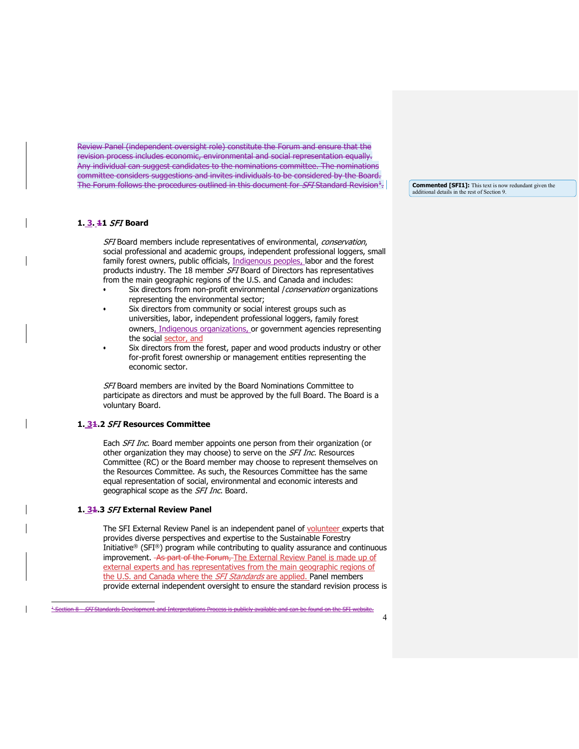Review Panel (independent oversight role) constitute the Forum and ensure that the revision process includes economic, environmental and social representation equally. Any individual can suggest candidates to the nominations committee. The nominations committee considers suggestions and invites individuals to be considered by the Board. The Forum follows the procedures outlined in this document for *SFI* Standard Revision[1].

**Commented [SFI1]:** This text is now redundant given the additional details in the rest of Section 9.

### 1. 3. 1 *SFI* Board

*SFI* Board members include representatives of environmental, *conservation*, social professional and academic groups, independent professional loggers, small family forest owners, public officials, Indigenous peoples, labor and the forest products industry. The 18 member *SFI* Board of Directors has representatives from the main geographic regions of the U.S. and Canada and includes:

- Six directors from non-profit environmental /*conservation* organizations representing the environmental sector;
- Six directors from community or social interest groups such as universities, labor, independent professional loggers, family forest owners, Indigenous organizations, or government agencies representing the social sector, and
- Six directors from the forest, paper and wood products industry or other for-profit forest ownership or management entities representing the economic sector.

*SFI* Board members are invited by the Board Nominations Committee to participate as directors and must be approved by the full Board. The Board is a voluntary Board.

### 1. 3.2 *SFI* Resources Committee

Each *SFI Inc.* Board member appoints one person from their organization (or other organization they may choose) to serve on the *SFI Inc.* Resources Committee (RC) or the Board member may choose to represent themselves on the Resources Committee. As such, the Resources Committee has the same equal representation of social, environmental and economic interests and geographical scope as the *SFI Inc.* Board.

### 1. 3.3 *SFI* External Review Panel

The SFI External Review Panel is an independent panel of volunteer experts that provides diverse perspectives and expertise to the Sustainable Forestry Initiative® (SFI®) program while contributing to quality assurance and continuous improvement. As part of the Forum, The External Review Panel is made up of external experts and has representatives from the main geographic regions of the U.S. and Canada where the *SFI Standards* are applied. Panel members provide external independent oversight to ensure the standard revision process is

[1] Section 8 – *SFI* Standards Development and Interpretations Process is publicly available and can be found on the SFI website.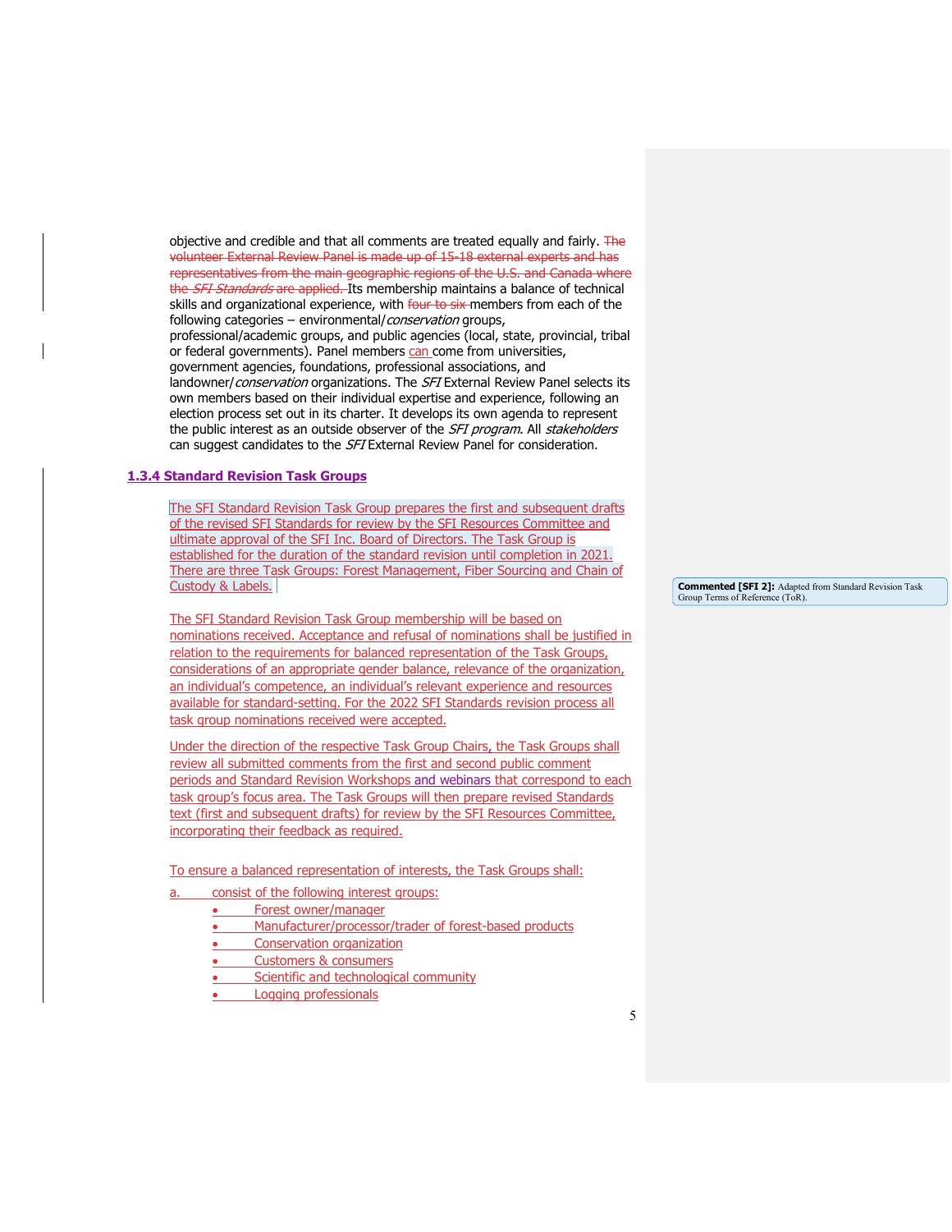objective and credible and that all comments are treated equally and fairly. The volunteer External Review Panel is made up of 15-18 external experts and has representatives from the main geographic regions of the U.S. and Canada where the *SFI Standards* are applied. Its membership maintains a balance of technical skills and organizational experience, with four to six members from each of the following categories – environmental/*conservation* groups, professional/academic groups, and public agencies (local, state, provincial, tribal or federal governments). Panel members can come from universities, government agencies, foundations, professional associations, and landowner/*conservation* organizations. The *SFI* External Review Panel selects its own members based on their individual expertise and experience, following an election process set out in its charter. It develops its own agenda to represent the public interest as an outside observer of the *SFI program*. All *stakeholders* can suggest candidates to the *SFI* External Review Panel for consideration.

### 1.3.4 Standard Revision Task Groups

The SFI Standard Revision Task Group prepares the first and subsequent drafts of the revised SFI Standards for review by the SFI Resources Committee and ultimate approval of the SFI Inc. Board of Directors. The Task Group is established for the duration of the standard revision until completion in 2021. There are three Task Groups: Forest Management, Fiber Sourcing and Chain of Custody & Labels.

Commented [SFI 2]: Adapted from Standard Revision Task Group Terms of Reference (ToR).

The SFI Standard Revision Task Group membership will be based on nominations received. Acceptance and refusal of nominations shall be justified in relation to the requirements for balanced representation of the Task Groups, considerations of an appropriate gender balance, relevance of the organization, an individual's competence, an individual's relevant experience and resources available for standard-setting. For the 2022 SFI Standards revision process all task group nominations received were accepted.

Under the direction of the respective Task Group Chairs, the Task Groups shall review all submitted comments from the first and second public comment periods and Standard Revision Workshops and webinars that correspond to each task group's focus area. The Task Groups will then prepare revised Standards text (first and subsequent drafts) for review by the SFI Resources Committee, incorporating their feedback as required.

To ensure a balanced representation of interests, the Task Groups shall:

a. consist of the following interest groups:
   - Forest owner/manager
   - Manufacturer/processor/trader of forest-based products
   - Conservation organization
   - Customers & consumers
   - Scientific and technological community
   - Logging professionals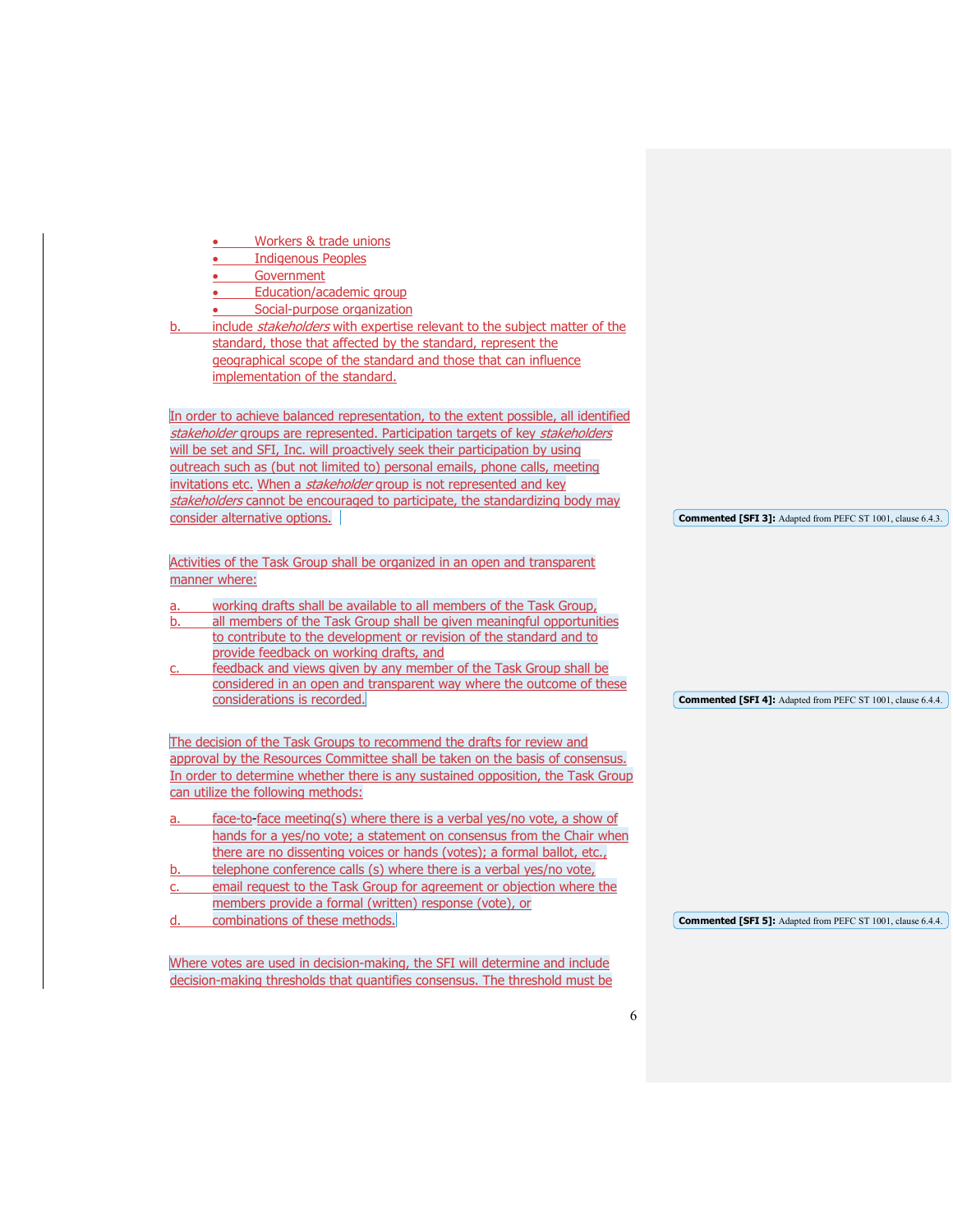- Workers & trade unions
- Indigenous Peoples
- Government
- Education/academic group
- Social-purpose organization

b. include *stakeholders* with expertise relevant to the subject matter of the standard, those that affected by the standard, represent the geographical scope of the standard and those that can influence implementation of the standard.

In order to achieve balanced representation, to the extent possible, all identified *stakeholder* groups are represented. Participation targets of key *stakeholders* will be set and SFI, Inc. will proactively seek their participation by using outreach such as (but not limited to) personal emails, phone calls, meeting invitations etc. When a *stakeholder* group is not represented and key *stakeholders* cannot be encouraged to participate, the standardizing body may consider alternative options.

**Commented [SFI 3]:** Adapted from PEFC ST 1001, clause 6.4.3.

Activities of the Task Group shall be organized in an open and transparent manner where:

a. working drafts shall be available to all members of the Task Group,
b. all members of the Task Group shall be given meaningful opportunities to contribute to the development or revision of the standard and to provide feedback on working drafts, and
c. feedback and views given by any member of the Task Group shall be considered in an open and transparent way where the outcome of these considerations is recorded.

**Commented [SFI 4]:** Adapted from PEFC ST 1001, clause 6.4.4.

The decision of the Task Groups to recommend the drafts for review and approval by the Resources Committee shall be taken on the basis of consensus. In order to determine whether there is any sustained opposition, the Task Group can utilize the following methods:

a. face-to-face meeting(s) where there is a verbal yes/no vote, a show of hands for a yes/no vote; a statement on consensus from the Chair when there are no dissenting voices or hands (votes); a formal ballot, etc.,
b. telephone conference calls (s) where there is a verbal yes/no vote,
c. email request to the Task Group for agreement or objection where the members provide a formal (written) response (vote), or
d. combinations of these methods.

**Commented [SFI 5]:** Adapted from PEFC ST 1001, clause 6.4.4.

Where votes are used in decision-making, the SFI will determine and include decision-making thresholds that quantifies consensus. The threshold must be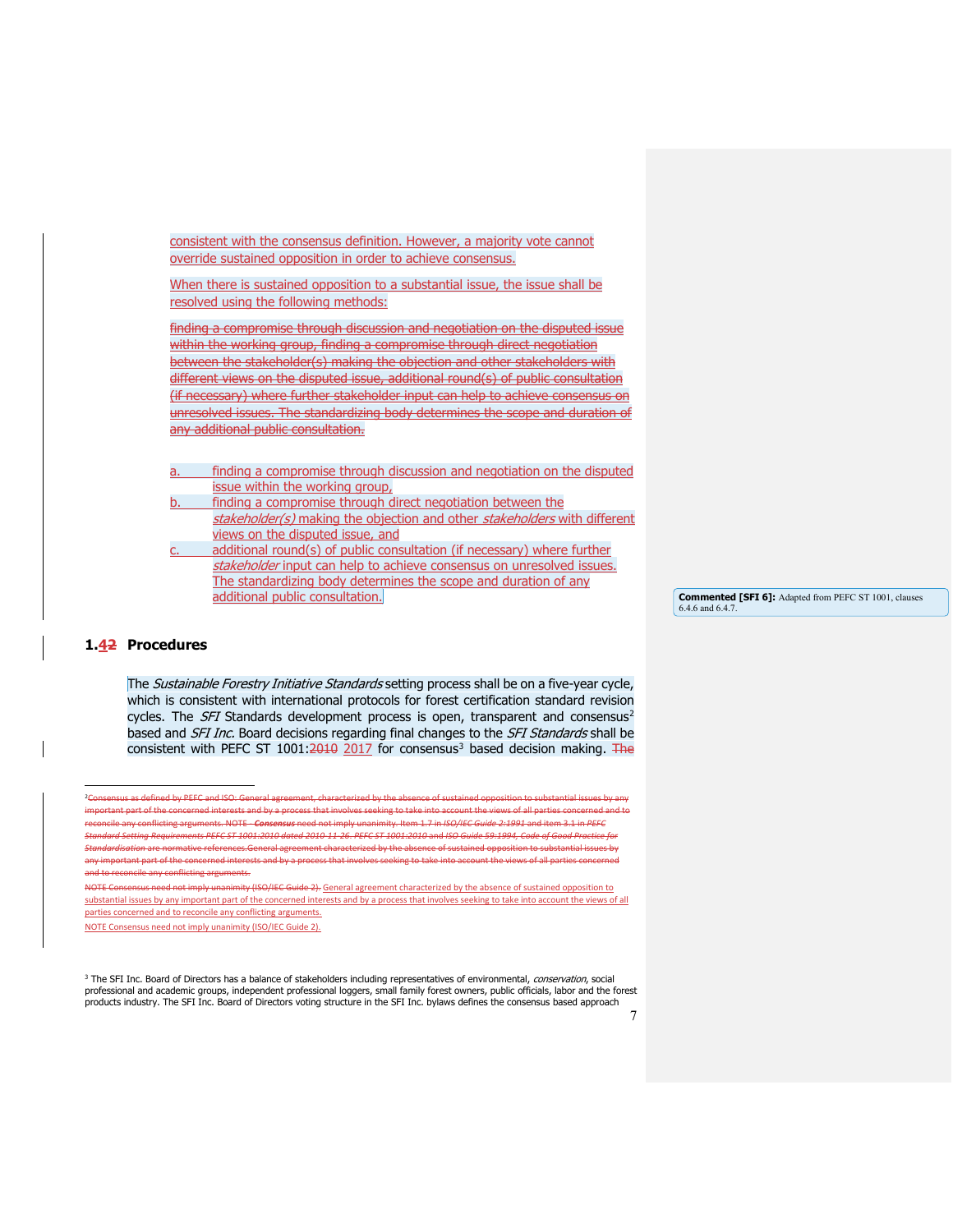consistent with the consensus definition. However, a majority vote cannot override sustained opposition in order to achieve consensus.

When there is sustained opposition to a substantial issue, the issue shall be resolved using the following methods:

~~finding a compromise through discussion and negotiation on the disputed issue within the working group, finding a compromise through direct negotiation between the stakeholder(s) making the objection and other stakeholders with different views on the disputed issue, additional round(s) of public consultation (if necessary) where further stakeholder input can help to achieve consensus on unresolved issues. The standardizing body determines the scope and duration of any additional public consultation.~~

a. finding a compromise through discussion and negotiation on the disputed issue within the working group,
b. finding a compromise through direct negotiation between the *stakeholder(s)* making the objection and other *stakeholders* with different views on the disputed issue, and
c. additional round(s) of public consultation (if necessary) where further *stakeholder* input can help to achieve consensus on unresolved issues. The standardizing body determines the scope and duration of any additional public consultation.

**Commented [SFI 6]:** Adapted from PEFC ST 1001, clauses 6.4.6 and 6.4.7.

## 1.4~~2~~ Procedures

The *Sustainable Forestry Initiative Standards* setting process shall be on a five-year cycle, which is consistent with international protocols for forest certification standard revision cycles. The *SFI* Standards development process is open, transparent and consensus[2] based and *SFI Inc.* Board decisions regarding final changes to the *SFI Standards* shall be consistent with PEFC ST 1001:~~2010~~ 2017 for consensus[3] based decision making. ~~The~~

---

~~[2]Consensus as defined by PEFC and ISO: General agreement, characterized by the absence of sustained opposition to substantial issues by any important part of the concerned interests and by a process that involves seeking to take into account the views of all parties concerned and to reconcile any conflicting arguments. NOTE - *Consensus* need not imply unanimity. Item 1.7 in *ISO/IEC Guide 2:1991* and item 3.1 in *PEFC Standard Setting Requirements PEFC ST 1001:2010 dated 2010-11-26. PEFC ST 1001:2010* and *ISO Guide 59:1994, Code of Good Practice for Standardisation* are normative references.General agreement characterized by the absence of sustained opposition to substantial issues by any important part of the concerned interests and by a process that involves seeking to take into account the views of all parties concerned and to reconcile any conflicting arguments.~~

~~NOTE Consensus need not imply unanimity (ISO/IEC Guide 2).~~ General agreement characterized by the absence of sustained opposition to substantial issues by any important part of the concerned interests and by a process that involves seeking to take into account the views of all parties concerned and to reconcile any conflicting arguments.

NOTE Consensus need not imply unanimity (ISO/IEC Guide 2).

[3] The SFI Inc. Board of Directors has a balance of stakeholders including representatives of environmental, *conservation*, social professional and academic groups, independent professional loggers, small family forest owners, public officials, labor and the forest products industry. The SFI Inc. Board of Directors voting structure in the SFI Inc. bylaws defines the consensus based approach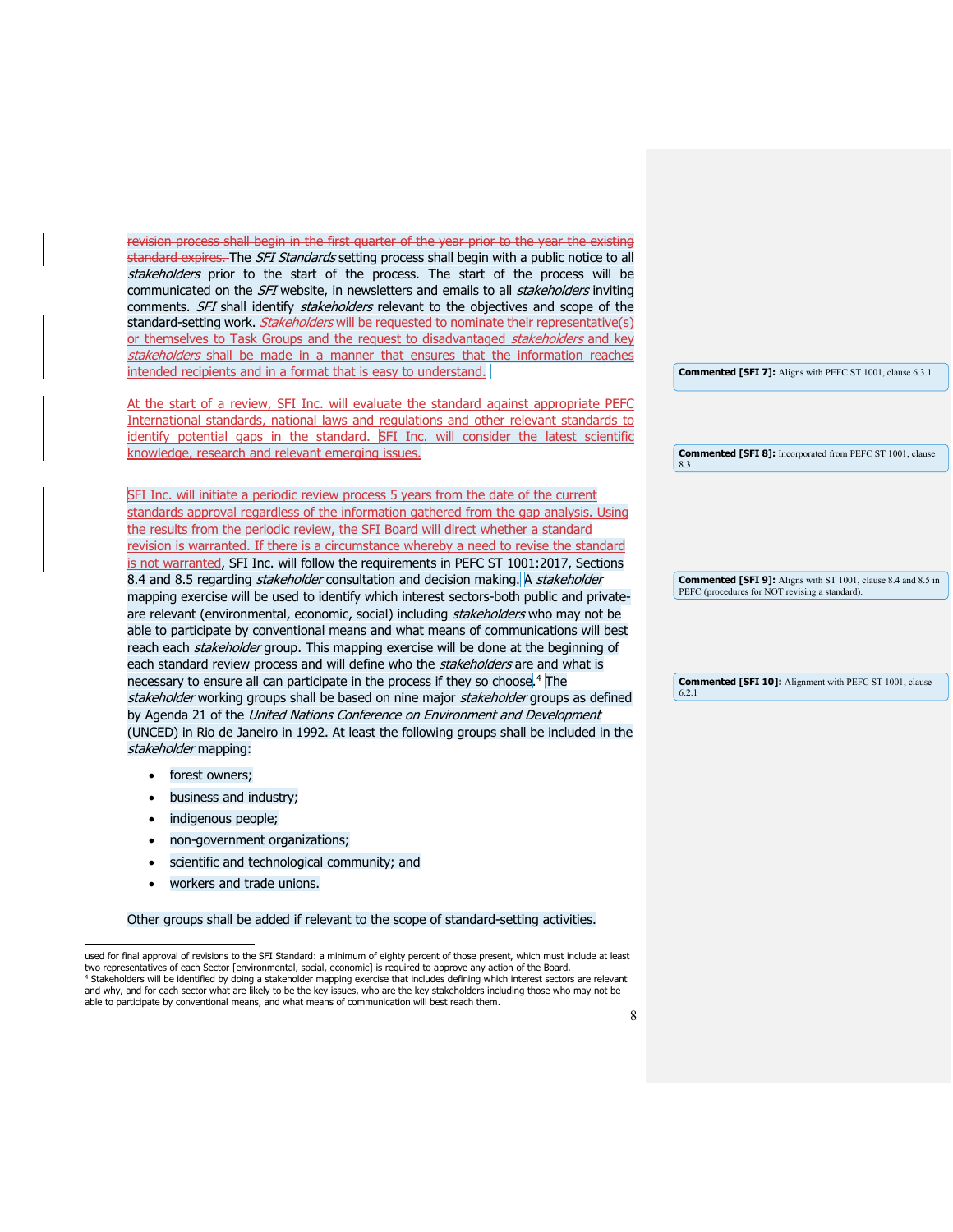~~revision process shall begin in the first quarter of the year prior to the year the existing standard expires.~~ The *SFI Standards* setting process shall begin with a public notice to all *stakeholders* prior to the start of the process. The start of the process will be communicated on the *SFI* website, in newsletters and emails to all *stakeholders* inviting comments. *SFI* shall identify *stakeholders* relevant to the objectives and scope of the standard-setting work. *Stakeholders* will be requested to nominate their representative(s) or themselves to Task Groups and the request to disadvantaged *stakeholders* and key *stakeholders* shall be made in a manner that ensures that the information reaches intended recipients and in a format that is easy to understand.

> **Commented [SFI 7]:** Aligns with PEFC ST 1001, clause 6.3.1

At the start of a review, SFI Inc. will evaluate the standard against appropriate PEFC International standards, national laws and regulations and other relevant standards to identify potential gaps in the standard. SFI Inc. will consider the latest scientific knowledge, research and relevant emerging issues.

> **Commented [SFI 8]:** Incorporated from PEFC ST 1001, clause 8.3

SFI Inc. will initiate a periodic review process 5 years from the date of the current standards approval regardless of the information gathered from the gap analysis. Using the results from the periodic review, the SFI Board will direct whether a standard revision is warranted. If there is a circumstance whereby a need to revise the standard is not warranted, SFI Inc. will follow the requirements in PEFC ST 1001:2017, Sections 8.4 and 8.5 regarding *stakeholder* consultation and decision making. A *stakeholder* mapping exercise will be used to identify which interest sectors-both public and private-are relevant (environmental, economic, social) including *stakeholders* who may not be able to participate by conventional means and what means of communications will best reach each *stakeholder* group. This mapping exercise will be done at the beginning of each standard review process and will define who the *stakeholders* are and what is necessary to ensure all can participate in the process if they so choose.[4] The *stakeholder* working groups shall be based on nine major *stakeholder* groups as defined by Agenda 21 of the *United Nations Conference on Environment and Development* (UNCED) in Rio de Janeiro in 1992. At least the following groups shall be included in the *stakeholder* mapping:

> **Commented [SFI 9]:** Aligns with ST 1001, clause 8.4 and 8.5 in PEFC (procedures for NOT revising a standard).

> **Commented [SFI 10]:** Alignment with PEFC ST 1001, clause 6.2.1

- forest owners;
- business and industry;
- indigenous people;
- non-government organizations;
- scientific and technological community; and
- workers and trade unions.

Other groups shall be added if relevant to the scope of standard-setting activities.

---

used for final approval of revisions to the SFI Standard: a minimum of eighty percent of those present, which must include at least two representatives of each Sector [environmental, social, economic] is required to approve any action of the Board.

[4] Stakeholders will be identified by doing a stakeholder mapping exercise that includes defining which interest sectors are relevant and why, and for each sector what are likely to be the key issues, who are the key stakeholders including those who may not be able to participate by conventional means, and what means of communication will best reach them.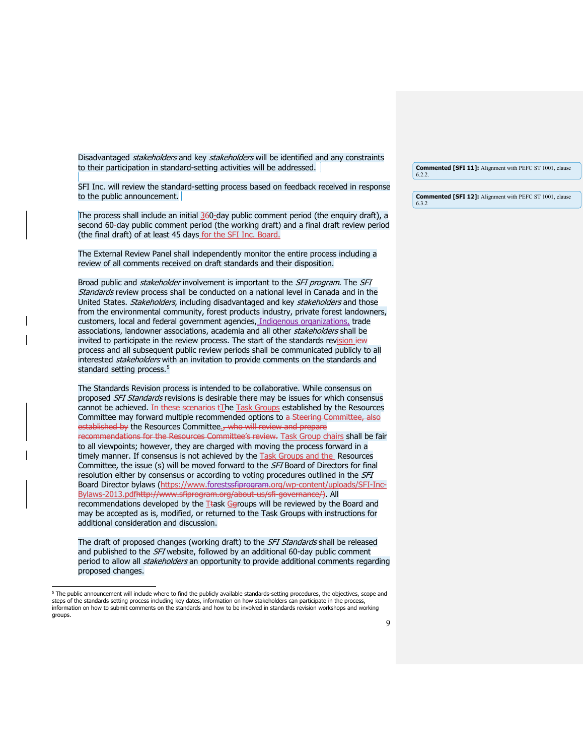Disadvantaged *stakeholders* and key *stakeholders* will be identified and any constraints to their participation in standard-setting activities will be addressed.

SFI Inc. will review the standard-setting process based on feedback received in response to the public announcement.

The process shall include an initial 360-day public comment period (the enquiry draft), a second 60-day public comment period (the working draft) and a final draft review period (the final draft) of at least 45 days for the SFI Inc. Board.

The External Review Panel shall independently monitor the entire process including a review of all comments received on draft standards and their disposition.

Broad public and *stakeholder* involvement is important to the *SFI program*. The *SFI Standards* review process shall be conducted on a national level in Canada and in the United States. *Stakeholders*, including disadvantaged and key *stakeholders* and those from the environmental community, forest products industry, private forest landowners, customers, local and federal government agencies, Indigenous organizations, trade associations, landowner associations, academia and all other *stakeholders* shall be invited to participate in the review process. The start of the standards revision iew process and all subsequent public review periods shall be communicated publicly to all interested *stakeholders* with an invitation to provide comments on the standards and standard setting process.[5]

The Standards Revision process is intended to be collaborative. While consensus on proposed *SFI Standards* revisions is desirable there may be issues for which consensus cannot be achieved. ~~In these scenarios t~~The Task Groups established by the Resources Committee may forward multiple recommended options to ~~a Steering Committee, also established by~~ the Resources Committee.~~, who will review and prepare recommendations for the Resources Committee's review.~~ Task Group chairs shall be fair to all viewpoints; however, they are charged with moving the process forward in a timely manner. If consensus is not achieved by the Task Groups and the Resources Committee, the issue (s) will be moved forward to the *SFI* Board of Directors for final resolution either by consensus or according to voting procedures outlined in the *SFI* Board Director bylaws (https://www.forests~~sfiprogram~~.org/wp-content/uploads/SFI-Inc-Bylaws-2013.pdf~~http://www.sfiprogram.org/about-us/sfi-governance/~~). All recommendations developed by the Ttask Ggroups will be reviewed by the Board and may be accepted as is, modified, or returned to the Task Groups with instructions for additional consideration and discussion.

The draft of proposed changes (working draft) to the *SFI Standards* shall be released and published to the *SFI* website, followed by an additional 60-day public comment period to allow all *stakeholders* an opportunity to provide additional comments regarding proposed changes.

---

[5] The public announcement will include where to find the publicly available standards-setting procedures, the objectives, scope and steps of the standards setting process including key dates, information on how stakeholders can participate in the process, information on how to submit comments on the standards and how to be involved in standards revision workshops and working groups.

**Commented [SFI 11]:** Alignment with PEFC ST 1001, clause 6.2.2.

**Commented [SFI 12]:** Alignment with PEFC ST 1001, clause 6.3.2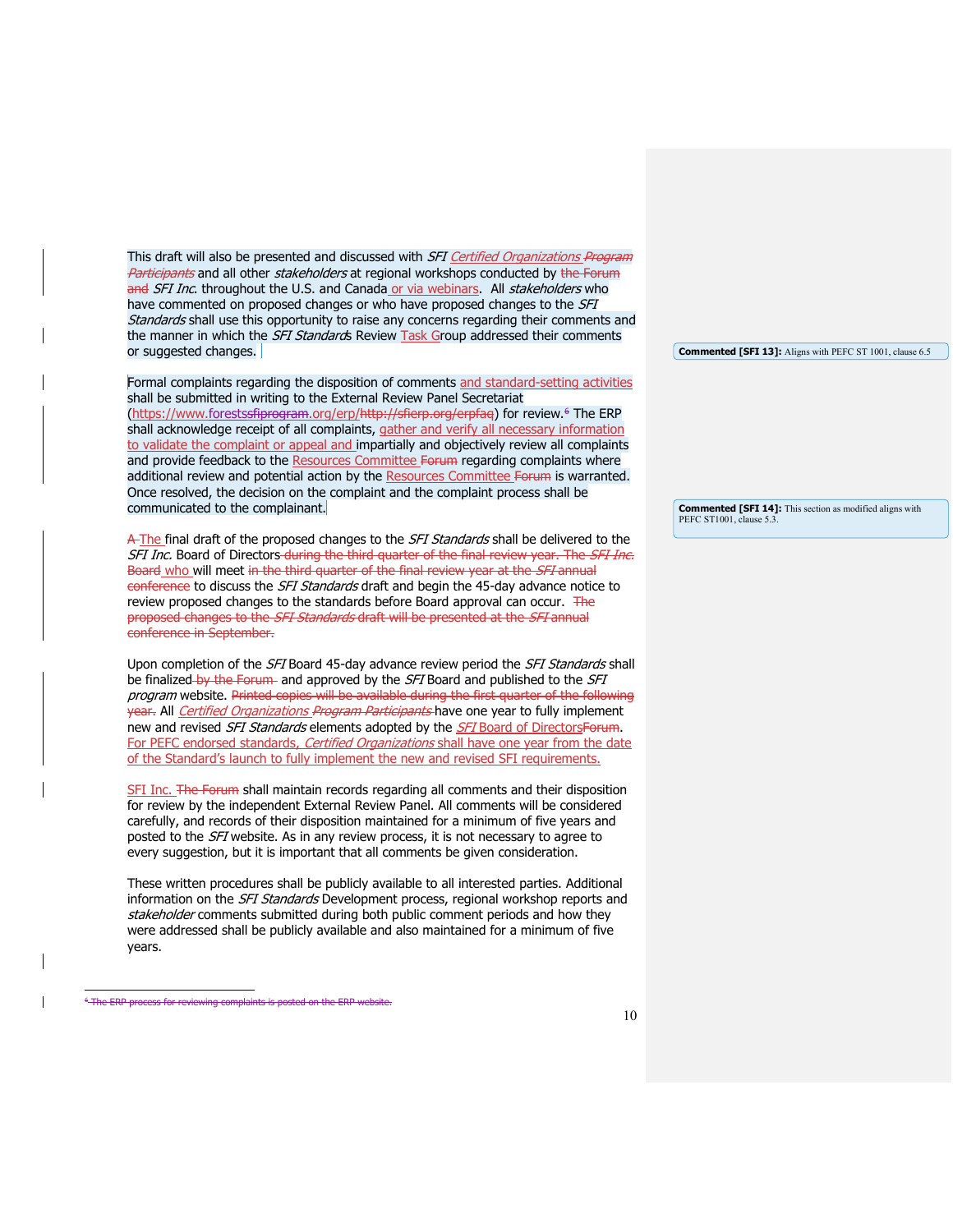This draft will also be presented and discussed with *SFI Certified Organizations* ~~*Program Participants*~~ and all other *stakeholders* at regional workshops conducted by ~~the Forum and~~ *SFI Inc.* throughout the U.S. and Canada or via webinars. All *stakeholders* who have commented on proposed changes or who have proposed changes to the *SFI Standards* shall use this opportunity to raise any concerns regarding their comments and the manner in which the *SFI Standards* Review Task Group addressed their comments or suggested changes.

Formal complaints regarding the disposition of comments and standard-setting activities shall be submitted in writing to the External Review Panel Secretariat (https://www.forests~~sfiprogram~~.org/erp/~~http://sfierp.org/erpfaq~~) for review.[6] The ERP shall acknowledge receipt of all complaints, gather and verify all necessary information to validate the complaint or appeal and impartially and objectively review all complaints and provide feedback to the Resources Committee ~~Forum~~ regarding complaints where additional review and potential action by the Resources Committee ~~Forum~~ is warranted. Once resolved, the decision on the complaint and the complaint process shall be communicated to the complainant.

~~A~~ The final draft of the proposed changes to the *SFI Standards* shall be delivered to the *SFI Inc.* Board of Directors ~~during the third quarter of the final review year. The *SFI Inc.* Board~~ who will meet ~~in the third quarter of the final review year at the *SFI* annual conference~~ to discuss the *SFI Standards* draft and begin the 45-day advance notice to review proposed changes to the standards before Board approval can occur. ~~The proposed changes to the *SFI Standards* draft will be presented at the *SFI* annual conference in September.~~

Upon completion of the *SFI* Board 45-day advance review period the *SFI Standards* shall be finalized ~~by the Forum~~ and approved by the *SFI* Board and published to the *SFI program* website. ~~Printed copies will be available during the first quarter of the following year.~~ All *Certified Organizations* ~~*Program Participants*~~ have one year to fully implement new and revised *SFI Standards* elements adopted by the *SFI* Board of Directors~~Forum~~. For PEFC endorsed standards, *Certified Organizations* shall have one year from the date of the Standard's launch to fully implement the new and revised SFI requirements.

SFI Inc. ~~The Forum~~ shall maintain records regarding all comments and their disposition for review by the independent External Review Panel. All comments will be considered carefully, and records of their disposition maintained for a minimum of five years and posted to the *SFI* website. As in any review process, it is not necessary to agree to every suggestion, but it is important that all comments be given consideration.

These written procedures shall be publicly available to all interested parties. Additional information on the *SFI Standards* Development process, regional workshop reports and *stakeholder* comments submitted during both public comment periods and how they were addressed shall be publicly available and also maintained for a minimum of five years.

**Commented [SFI 13]:** Aligns with PEFC ST 1001, clause 6.5

**Commented [SFI 14]:** This section as modified aligns with PEFC ST1001, clause 5.3.

---

~~[6] The ERP process for reviewing complaints is posted on the ERP website.~~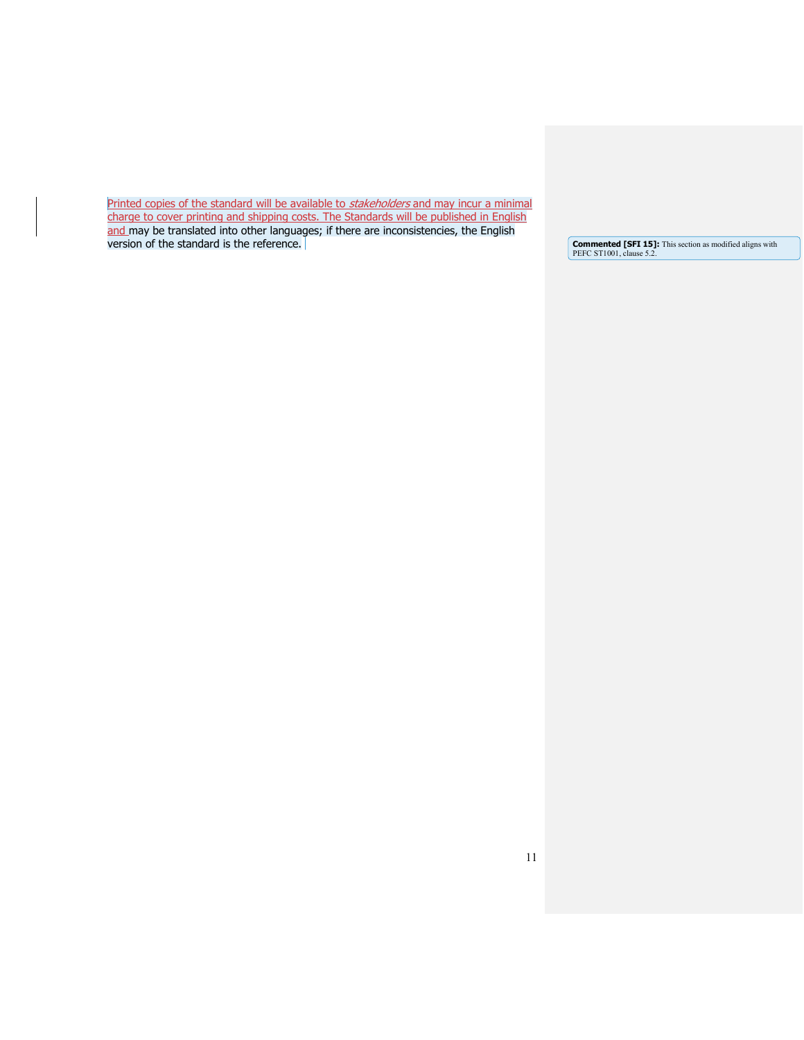Printed copies of the standard will be available to *stakeholders* and may incur a minimal charge to cover printing and shipping costs. The Standards will be published in English and may be translated into other languages; if there are inconsistencies, the English version of the standard is the reference.

**Commented [SFI 15]:** This section as modified aligns with PEFC ST1001, clause 5.2.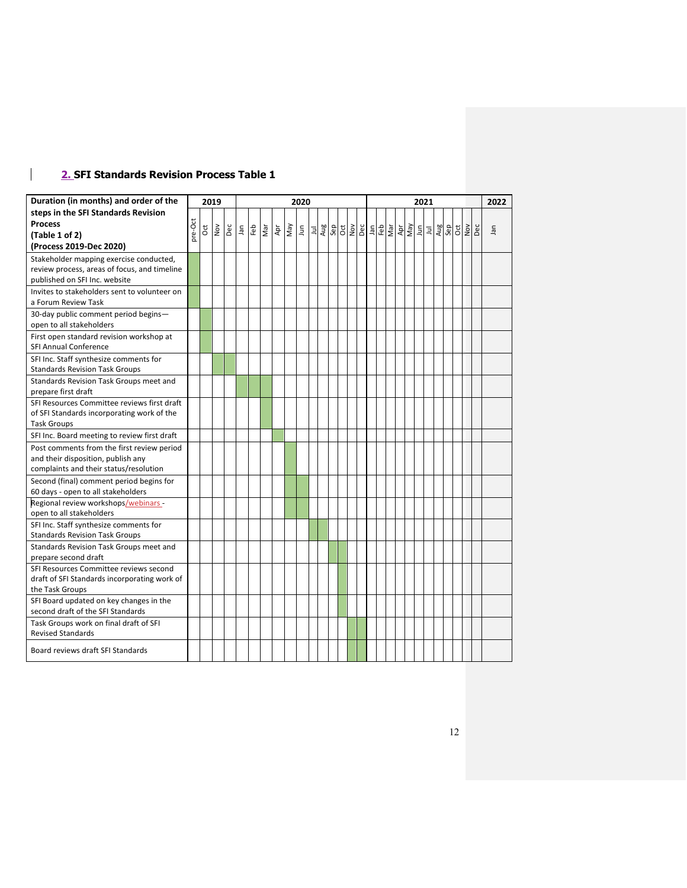## 2. SFI Standards Revision Process Table 1

| Duration (in months) and order of the steps in the SFI Standards Revision Process (Table 1 of 2) (Process 2019-Dec 2020) | 2019 | | | | 2020 | | | | | | | | | | | | 2021 | | | | | | | | | | | | 2022 |
|---|---|---|---|---|---|---|---|---|---|---|---|---|---|---|---|---|---|---|---|---|---|---|---|---|---|---|---|---|---|
| | pre-Oct | Oct | Nov | Dec | Jan | Feb | Mar | Apr | May | Jun | Jul | Aug | Sep | Oct | Nov | Dec | Jan | Feb | Mar | Apr | May | Jun | Jul | Aug | Sep | Oct | Nov | Dec | Jan |
| Stakeholder mapping exercise conducted, review process, areas of focus, and timeline published on SFI Inc. website | ■ | | | | | | | | | | | | | | | | | | | | | | | | | | | | |
| Invites to stakeholders sent to volunteer on a Forum Review Task | ■ | | | | | | | | | | | | | | | | | | | | | | | | | | | | |
| 30-day public comment period begins—open to all stakeholders | | ■ | | | | | | | | | | | | | | | | | | | | | | | | | | | |
| First open standard revision workshop at SFI Annual Conference | | ■ | | | | | | | | | | | | | | | | | | | | | | | | | | | |
| SFI Inc. Staff synthesize comments for Standards Revision Task Groups | | | ■ | ■ | | | | | | | | | | | | | | | | | | | | | | | | | |
| Standards Revision Task Groups meet and prepare first draft | | | | | ■ | ■ | ■ | | | | | | | | | | | | | | | | | | | | | | |
| SFI Resources Committee reviews first draft of SFI Standards incorporating work of the Task Groups | | | | | | | ■ | | | | | | | | | | | | | | | | | | | | | | |
| SFI Inc. Board meeting to review first draft | | | | | | | | ■ | | | | | | | | | | | | | | | | | | | | | |
| Post comments from the first review period and their disposition, publish any complaints and their status/resolution | | | | | | | | | ■ | | | | | | | | | | | | | | | | | | | | |
| Second (final) comment period begins for 60 days - open to all stakeholders | | | | | | | | | ■ | ■ | | | | | | | | | | | | | | | | | | | |
| Regional review workshops/webinars - open to all stakeholders | | | | | | | | | ■ | ■ | | | | | | | | | | | | | | | | | | | |
| SFI Inc. Staff synthesize comments for Standards Revision Task Groups | | | | | | | | | | | ■ | ■ | | | | | | | | | | | | | | | | | |
| Standards Revision Task Groups meet and prepare second draft | | | | | | | | | | | | | ■ | ■ | | | | | | | | | | | | | | | |
| SFI Resources Committee reviews second draft of SFI Standards incorporating work of the Task Groups | | | | | | | | | | | | | | ■ | | | | | | | | | | | | | | | |
| SFI Board updated on key changes in the second draft of the SFI Standards | | | | | | | | | | | | | | ■ | | | | | | | | | | | | | | | |
| Task Groups work on final draft of SFI Revised Standards | | | | | | | | | | | | | | | ■ | ■ | | | | | | | | | | | | | |
| Board reviews draft SFI Standards | | | | | | | | | | | | | | | ■ | ■ | | | | | | | | | | | | | |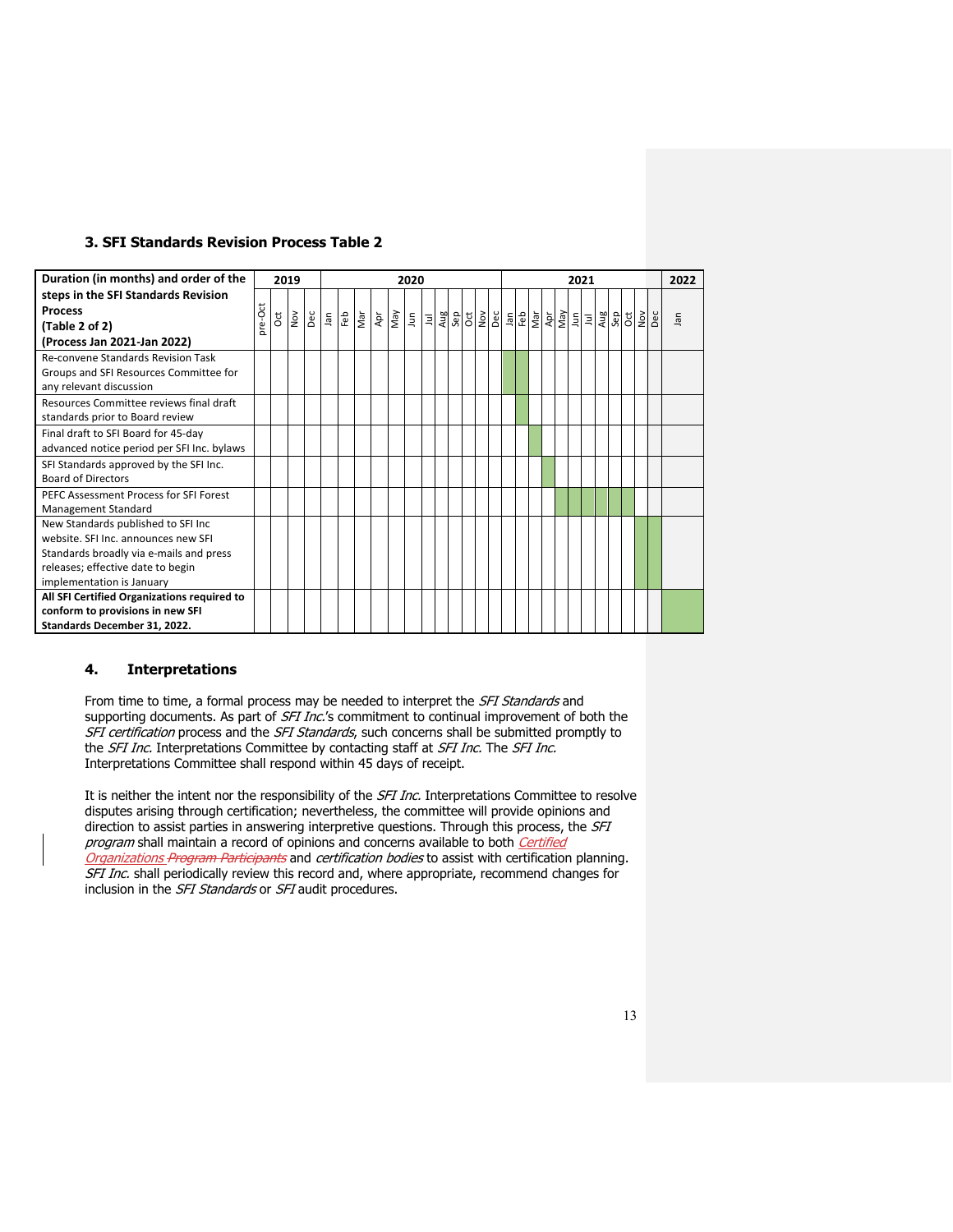### 3. SFI Standards Revision Process Table 2

| **Duration (in months) and order of the steps in the SFI Standards Revision Process (Table 2 of 2) (Process Jan 2021-Jan 2022)** | **2019** | | | | **2020** | | | | | | | | | | | | **2021** | | | | | | | | | | | | **2022** |
|---|---|---|---|---|---|---|---|---|---|---|---|---|---|---|---|---|---|---|---|---|---|---|---|---|---|---|---|---|---|
| | pre-Oct | Oct | Nov | Dec | Jan | Feb | Mar | Apr | May | Jun | Jul | Aug | Sep | Oct | Nov | Dec | Jan | Feb | Mar | Apr | May | Jun | Jul | Aug | Sep | Oct | Nov | Dec | Jan |
| Re-convene Standards Revision Task Groups and SFI Resources Committee for any relevant discussion | | | | | | | | | | | | | | | | | ■ | ■ | | | | | | | | | | | |
| Resources Committee reviews final draft standards prior to Board review | | | | | | | | | | | | | | | | | | ■ | | | | | | | | | | | |
| Final draft to SFI Board for 45-day advanced notice period per SFI Inc. bylaws | | | | | | | | | | | | | | | | | | | ■ | | | | | | | | | | |
| SFI Standards approved by the SFI Inc. Board of Directors | | | | | | | | | | | | | | | | | | | | ■ | | | | | | | | | |
| PEFC Assessment Process for SFI Forest Management Standard | | | | | | | | | | | | | | | | | | | | | ■ | ■ | ■ | ■ | ■ | | | | |
| New Standards published to SFI Inc website. SFI Inc. announces new SFI Standards broadly via e-mails and press releases; effective date to begin implementation is January | | | | | | | | | | | | | | | | | | | | | | | | | | | ■ | ■ | |
| **All SFI Certified Organizations required to conform to provisions in new SFI Standards December 31, 2022.** | | | | | | | | | | | | | | | | | | | | | | | | | | | | | ■ |

## 4. Interpretations

From time to time, a formal process may be needed to interpret the *SFI Standards* and supporting documents. As part of *SFI Inc.*'s commitment to continual improvement of both the *SFI certification* process and the *SFI Standards*, such concerns shall be submitted promptly to the *SFI Inc.* Interpretations Committee by contacting staff at *SFI Inc.* The *SFI Inc.* Interpretations Committee shall respond within 45 days of receipt.

It is neither the intent nor the responsibility of the *SFI Inc.* Interpretations Committee to resolve disputes arising through certification; nevertheless, the committee will provide opinions and direction to assist parties in answering interpretive questions. Through this process, the *SFI program* shall maintain a record of opinions and concerns available to both *Certified Organizations* ~~*Program Participants*~~ and *certification bodies* to assist with certification planning. *SFI Inc.* shall periodically review this record and, where appropriate, recommend changes for inclusion in the *SFI Standards* or *SFI* audit procedures.